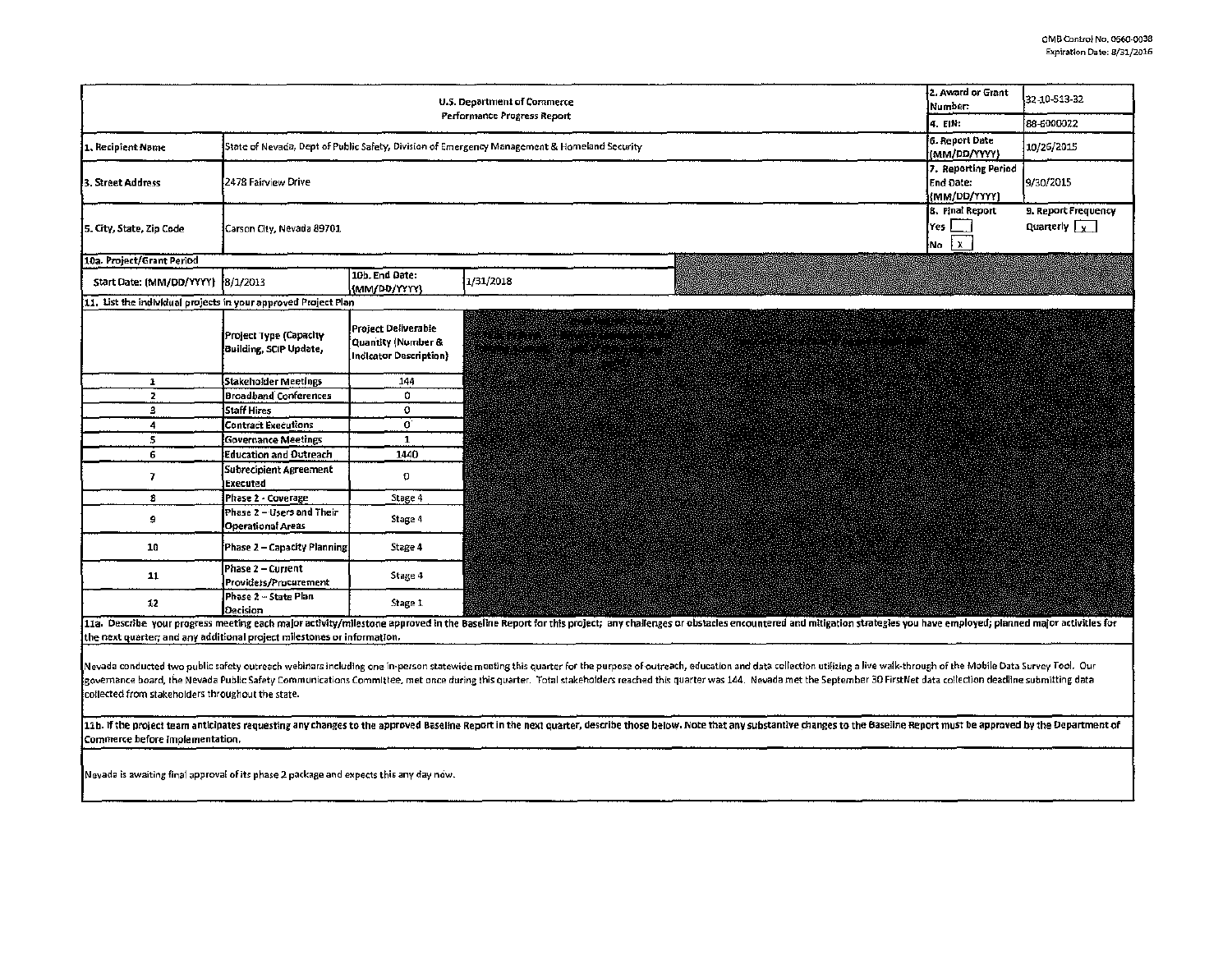OMB Control No. 0660-0038
Expiration Date: 8/31/2016

| U.S. Department of Commerce Performance Progress Report | | | | 2. Award or Grant Number: | 32-10-S13-32 |
|---|---|---|---|---|---|
| | | | | 4. EIN: | 88-6000022 |
| 1. Recipient Name | State of Nevada, Dept of Public Safety, Division of Emergency Management & Homeland Security | | | 6. Report Date (MM/DD/YYYY) | 10/26/2015 |
| 3. Street Address | 2478 Fairview Drive | | | 7. Reporting Period End Date: (MM/DD/YYYY) | 9/30/2015 |
| 5. City, State, Zip Code | Carson City, Nevada 89701 | | | 8. Final Report Yes [ ] No [X] | 9. Report Frequency Quarterly [X] |
| 10a. Project/Grant Period | | | | | |
| Start Date: (MM/DD/YYYY) | 8/1/2013 | 10b. End Date: (MM/DD/YYYY) | 1/31/2018 | | |

**11. List the individual projects in your approved Project Plan**

| | Project Type (Capacity Building, SCIP Update, | Project Deliverable Quantity (Number & Indicator Description) |
|---|---|---|
| 1 | Stakeholder Meetings | 144 |
| 2 | Broadband Conferences | 0 |
| 3 | Staff Hires | 0 |
| 4 | Contract Executions | 0 |
| 5 | Governance Meetings | 1 |
| 6 | Education and Outreach | 1440 |
| 7 | Subrecipient Agreement Executed | 0 |
| 8 | Phase 2 - Coverage | Stage 4 |
| 9 | Phase 2 – Users and Their Operational Areas | Stage 4 |
| 10 | Phase 2 – Capacity Planning | Stage 4 |
| 11 | Phase 2 – Current Providers/Procurement | Stage 4 |
| 12 | Phase 2 – State Plan Decision | Stage 1 |

**11a. Describe your progress meeting each major activity/milestone approved in the Baseline Report for this project; any challenges or obstacles encountered and mitigation strategies you have employed; planned major activities for the next quarter; and any additional project milestones or information.**

Nevada conducted two public safety outreach webinars including one in-person statewide meeting this quarter for the purpose of outreach, education and data collection utilizing a live walk-through of the Mobile Data Survey Tool. Our governance board, the Nevada Public Safety Communications Committee, met once during this quarter. Total stakeholders reached this quarter was 144. Nevada met the September 30 FirstNet data collection deadline submitting data collected from stakeholders throughout the state.

**11b. If the project team anticipates requesting any changes to the approved Baseline Report in the next quarter, describe those below. Note that any substantive changes to the Baseline Report must be approved by the Department of Commerce before implementation.**

Nevada is awaiting final approval of its phase 2 package and expects this any day now.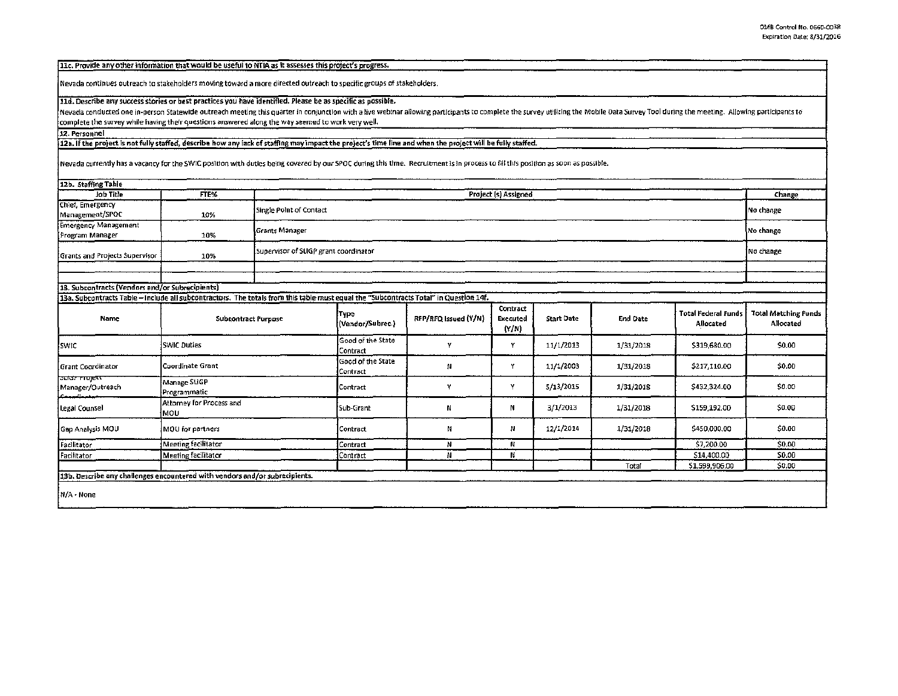**11c. Provide any other information that would be useful to NTIA as it assesses this project's progress.**

Nevada continues outreach to stakeholders moving toward a more directed outreach to specific groups of stakeholders.

**11d. Describe any success stories or best practices you have identified. Please be as specific as possible.**

Nevada conducted one in-person Statewide outreach meeting this quarter in conjunction with a live webinar allowing participants to complete the survey utilizing the Mobile Data Survey Tool during the meeting. Allowing participants to complete the survey while having their questions answered along the way seemed to work very well.

**12. Personnel**

**12a. If the project is not fully staffed, describe how any lack of staffing may impact the project's time line and when the project will be fully staffed.**

Nevada currently has a vacancy for the SWIC position with duties being covered by our SPOC during this time. Recruitment is in process to fill this position as soon as possible.

**12b. Staffing Table**

| Job Title | FTE% | Project (s) Assigned | Change |
|---|---|---|---|
| Chief, Emergency Management/SPOC | 10% | Single Point of Contact | No change |
| Emergency Management Program Manager | 10% | Grants Manager | No change |
| Grants and Projects Supervisor | 10% | Supervisor of SLIGP grant coordinator | No change |
| | | | |

**13. Subcontracts (Vendors and/or Subrecipients)**

**13a. Subcontracts Table – Include all subcontractors. The totals from this table must equal the "Subcontracts Total" in Question 14f.**

| Name | Subcontract Purpose | Type (Vendor/Subrec.) | RFP/RFQ Issued (Y/N) | Contract Executed (Y/N) | Start Date | End Date | Total Federal Funds Allocated | Total Matching Funds Allocated |
|---|---|---|---|---|---|---|---|---|
| SWIC | SWIC Duties | Good of the State Contract | Y | Y | 11/1/2013 | 1/31/2018 | $319,680.00 | $0.00 |
| Grant Coordinator | Coordinate Grant | Good of the State Contract | N | Y | 11/1/2003 | 1/31/2018 | $217,110.00 | $0.00 |
| SLIGP Project Manager/Outreach Coordinator | Manage SLIGP Programmatic | Contract | Y | Y | 5/13/2015 | 1/31/2018 | $432,324.00 | $0.00 |
| Legal Counsel | Attorney for Process and MOU | Sub-Grant | N | N | 3/1/2013 | 1/31/2018 | $159,192.00 | $0.00 |
| Gap Analysis MOU | MOU for partners | Contract | N | N | 12/1/2014 | 1/31/2018 | $450,000.00 | $0.00 |
| Facilitator | Meeting facilitator | Contract | N | N | | | $7,200.00 | $0.00 |
| Facilitator | Meeting facilitator | Contract | N | N | | | $14,400.00 | $0.00 |
| | | | | | | Total | $1,599,906.00 | $0.00 |

**13b. Describe any challenges encountered with vendors and/or subrecipients.**

N/A - None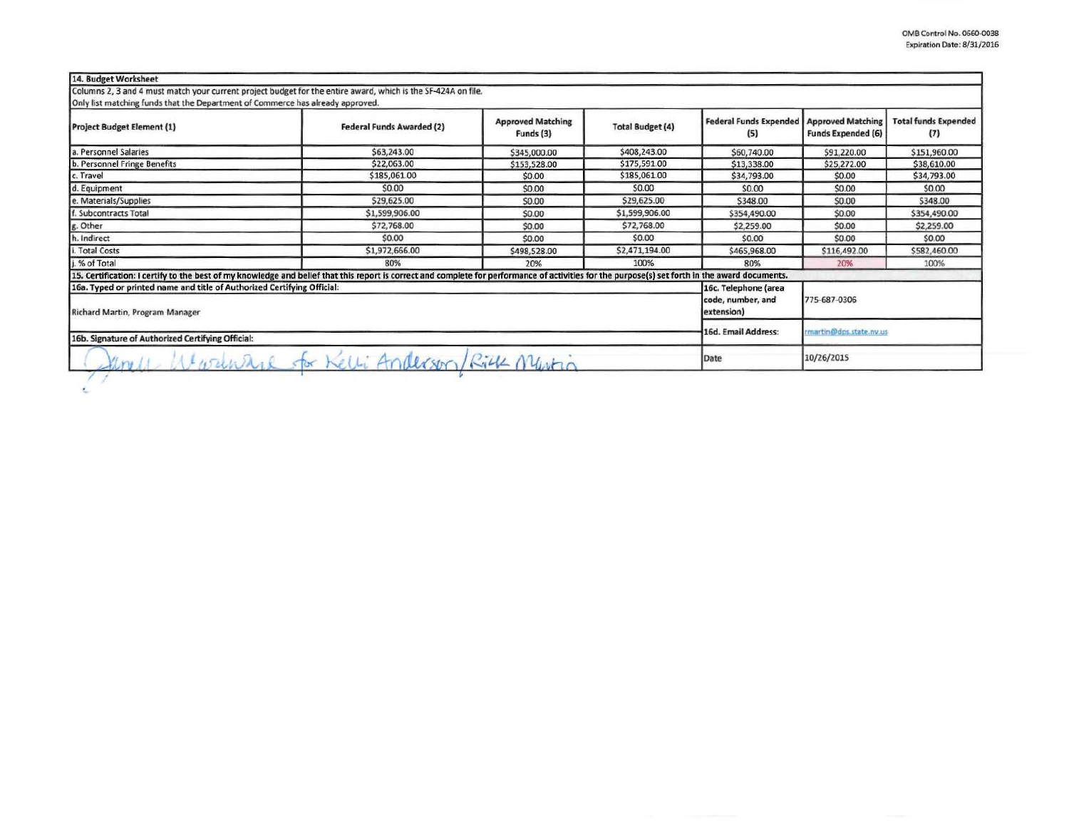OMB Control No. 0660-0038
Expiration Date: 8/31/2016

**14. Budget Worksheet**

Columns 2, 3 and 4 must match your current project budget for the entire award, which is the SF-424A on file.
Only list matching funds that the Department of Commerce has already approved.

| Project Budget Element (1) | Federal Funds Awarded (2) | Approved Matching Funds (3) | Total Budget (4) | Federal Funds Expended (5) | Approved Matching Funds Expended (6) | Total funds Expended (7) |
|---|---|---|---|---|---|---|
| a. Personnel Salaries | $63,243.00 | $345,000.00 | $408,243.00 | $60,740.00 | $91,220.00 | $151,960.00 |
| b. Personnel Fringe Benefits | $22,063.00 | $153,528.00 | $175,591.00 | $13,338.00 | $25,272.00 | $38,610.00 |
| c. Travel | $185,061.00 | $0.00 | $185,061.00 | $34,793.00 | $0.00 | $34,793.00 |
| d. Equipment | $0.00 | $0.00 | $0.00 | $0.00 | $0.00 | $0.00 |
| e. Materials/Supplies | $29,625.00 | $0.00 | $29,625.00 | $348.00 | $0.00 | $348.00 |
| f. Subcontracts Total | $1,599,906.00 | $0.00 | $1,599,906.00 | $354,490.00 | $0.00 | $354,490.00 |
| g. Other | $72,768.00 | $0.00 | $72,768.00 | $2,259.00 | $0.00 | $2,259.00 |
| h. Indirect | $0.00 | $0.00 | $0.00 | $0.00 | $0.00 | $0.00 |
| i. Total Costs | $1,972,666.00 | $498,528.00 | $2,471,194.00 | $465,968.00 | $116,492.00 | $582,460.00 |
| j. % of Total | 80% | 20% | 100% | 80% | 20% | 100% |

**15. Certification:** I certify to the best of my knowledge and belief that this report is correct and complete for performance of activities for the purpose(s) set forth in the award documents.

| | | | |
|---|---|---|---|
| **16a. Typed or printed name and title of Authorized Certifying Official:** Richard Martin, Program Manager | | **16c. Telephone (area code, number, and extension)** | 775-687-0306 |
| **16b. Signature of Authorized Certifying Official:** | | **16d. Email Address:** | rmartin@dps.state.nv.us |
| Janell Woodward for Kelli Anderson/Rick Martin | | Date | 10/26/2015 |